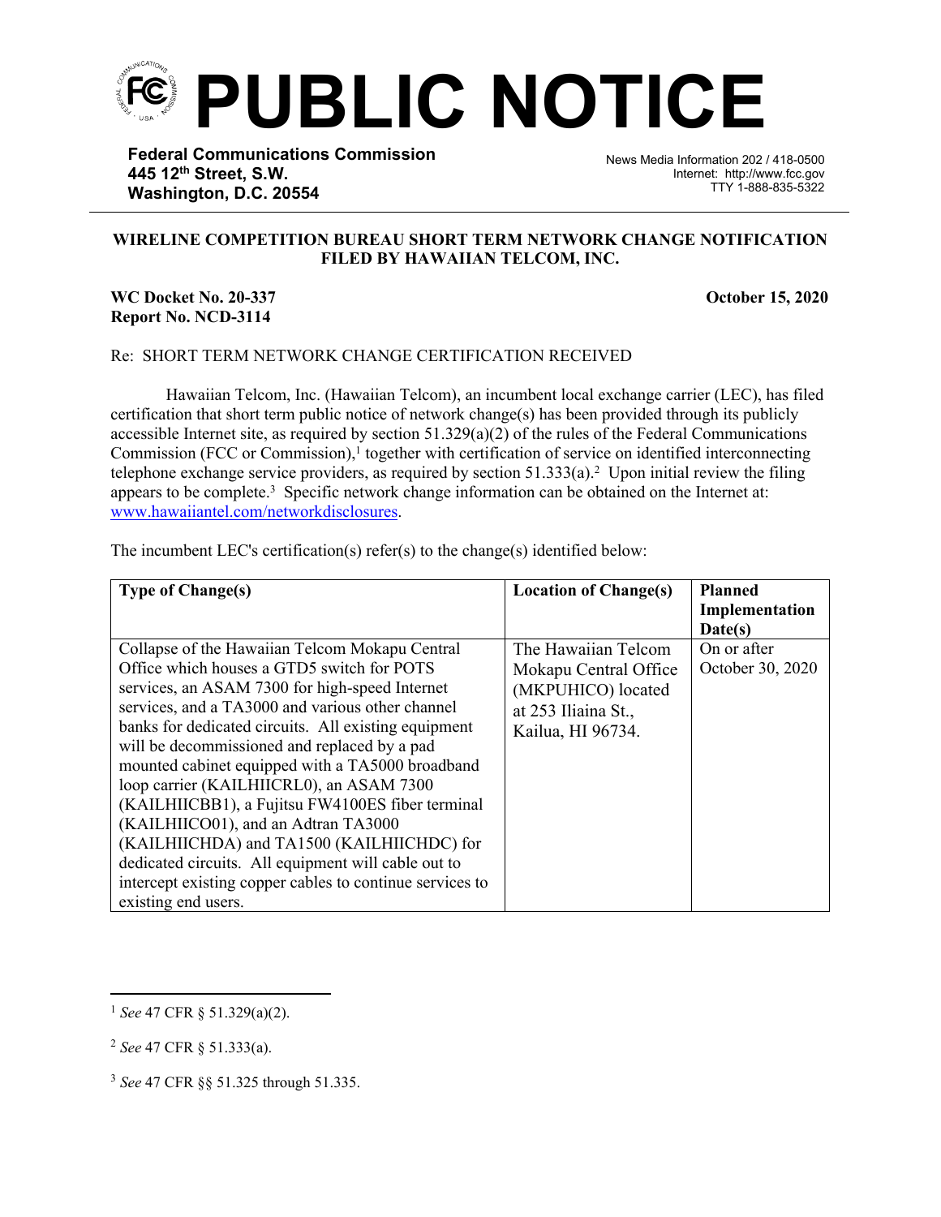# PUBLIC NOTICE

**Federal Communications Commission**
**445 12th Street, S.W.**
**Washington, D.C. 20554**

News Media Information 202 / 418-0500
Internet: http://www.fcc.gov
TTY 1-888-835-5322

**WIRELINE COMPETITION BUREAU SHORT TERM NETWORK CHANGE NOTIFICATION FILED BY HAWAIIAN TELCOM, INC.**

**WC Docket No. 20-337**
**Report No. NCD-3114**

**October 15, 2020**

Re: SHORT TERM NETWORK CHANGE CERTIFICATION RECEIVED

Hawaiian Telcom, Inc. (Hawaiian Telcom), an incumbent local exchange carrier (LEC), has filed certification that short term public notice of network change(s) has been provided through its publicly accessible Internet site, as required by section 51.329(a)(2) of the rules of the Federal Communications Commission (FCC or Commission),[1] together with certification of service on identified interconnecting telephone exchange service providers, as required by section 51.333(a).[2] Upon initial review the filing appears to be complete.[3] Specific network change information can be obtained on the Internet at: www.hawaiiantel.com/networkdisclosures.

The incumbent LEC's certification(s) refer(s) to the change(s) identified below:

| Type of Change(s) | Location of Change(s) | Planned Implementation Date(s) |
|---|---|---|
| Collapse of the Hawaiian Telcom Mokapu Central Office which houses a GTD5 switch for POTS services, an ASAM 7300 for high-speed Internet services, and a TA3000 and various other channel banks for dedicated circuits. All existing equipment will be decommissioned and replaced by a pad mounted cabinet equipped with a TA5000 broadband loop carrier (KAILHIICRL0), an ASAM 7300 (KAILHIICBB1), a Fujitsu FW4100ES fiber terminal (KAILHIICO01), and an Adtran TA3000 (KAILHIICHDA) and TA1500 (KAILHIICHDC) for dedicated circuits. All equipment will cable out to intercept existing copper cables to continue services to existing end users. | The Hawaiian Telcom Mokapu Central Office (MKPUHICO) located at 253 Iliaina St., Kailua, HI 96734. | On or after October 30, 2020 |

[1] *See* 47 CFR § 51.329(a)(2).

[2] *See* 47 CFR § 51.333(a).

[3] *See* 47 CFR §§ 51.325 through 51.335.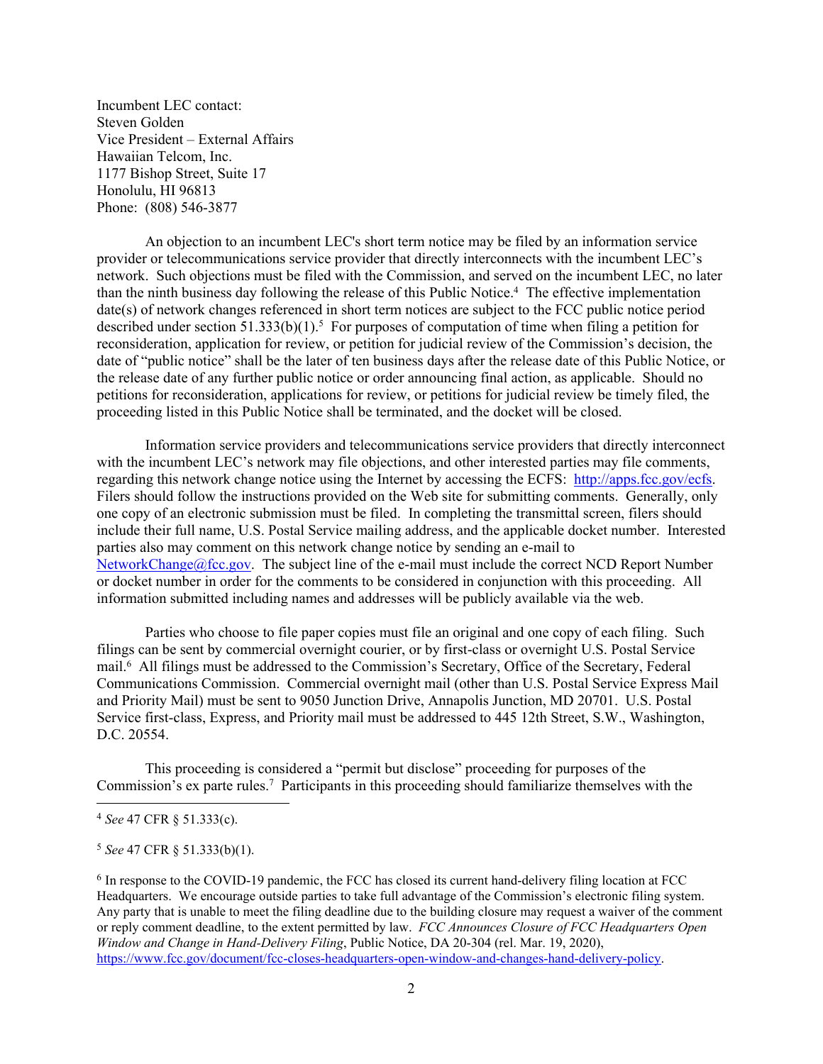Incumbent LEC contact:
Steven Golden
Vice President – External Affairs
Hawaiian Telcom, Inc.
1177 Bishop Street, Suite 17
Honolulu, HI 96813
Phone: (808) 546-3877

An objection to an incumbent LEC's short term notice may be filed by an information service provider or telecommunications service provider that directly interconnects with the incumbent LEC's network. Such objections must be filed with the Commission, and served on the incumbent LEC, no later than the ninth business day following the release of this Public Notice.[4] The effective implementation date(s) of network changes referenced in short term notices are subject to the FCC public notice period described under section 51.333(b)(1).[5] For purposes of computation of time when filing a petition for reconsideration, application for review, or petition for judicial review of the Commission's decision, the date of "public notice" shall be the later of ten business days after the release date of this Public Notice, or the release date of any further public notice or order announcing final action, as applicable. Should no petitions for reconsideration, applications for review, or petitions for judicial review be timely filed, the proceeding listed in this Public Notice shall be terminated, and the docket will be closed.

Information service providers and telecommunications service providers that directly interconnect with the incumbent LEC's network may file objections, and other interested parties may file comments, regarding this network change notice using the Internet by accessing the ECFS: http://apps.fcc.gov/ecfs. Filers should follow the instructions provided on the Web site for submitting comments. Generally, only one copy of an electronic submission must be filed. In completing the transmittal screen, filers should include their full name, U.S. Postal Service mailing address, and the applicable docket number. Interested parties also may comment on this network change notice by sending an e-mail to NetworkChange@fcc.gov. The subject line of the e-mail must include the correct NCD Report Number or docket number in order for the comments to be considered in conjunction with this proceeding. All information submitted including names and addresses will be publicly available via the web.

Parties who choose to file paper copies must file an original and one copy of each filing. Such filings can be sent by commercial overnight courier, or by first-class or overnight U.S. Postal Service mail.[6] All filings must be addressed to the Commission's Secretary, Office of the Secretary, Federal Communications Commission. Commercial overnight mail (other than U.S. Postal Service Express Mail and Priority Mail) must be sent to 9050 Junction Drive, Annapolis Junction, MD 20701. U.S. Postal Service first-class, Express, and Priority mail must be addressed to 445 12th Street, S.W., Washington, D.C. 20554.

This proceeding is considered a "permit but disclose" proceeding for purposes of the Commission's ex parte rules.[7] Participants in this proceeding should familiarize themselves with the

---

[4] *See* 47 CFR § 51.333(c).

[5] *See* 47 CFR § 51.333(b)(1).

[6] In response to the COVID-19 pandemic, the FCC has closed its current hand-delivery filing location at FCC Headquarters. We encourage outside parties to take full advantage of the Commission's electronic filing system. Any party that is unable to meet the filing deadline due to the building closure may request a waiver of the comment or reply comment deadline, to the extent permitted by law. *FCC Announces Closure of FCC Headquarters Open Window and Change in Hand-Delivery Filing*, Public Notice, DA 20-304 (rel. Mar. 19, 2020), https://www.fcc.gov/document/fcc-closes-headquarters-open-window-and-changes-hand-delivery-policy.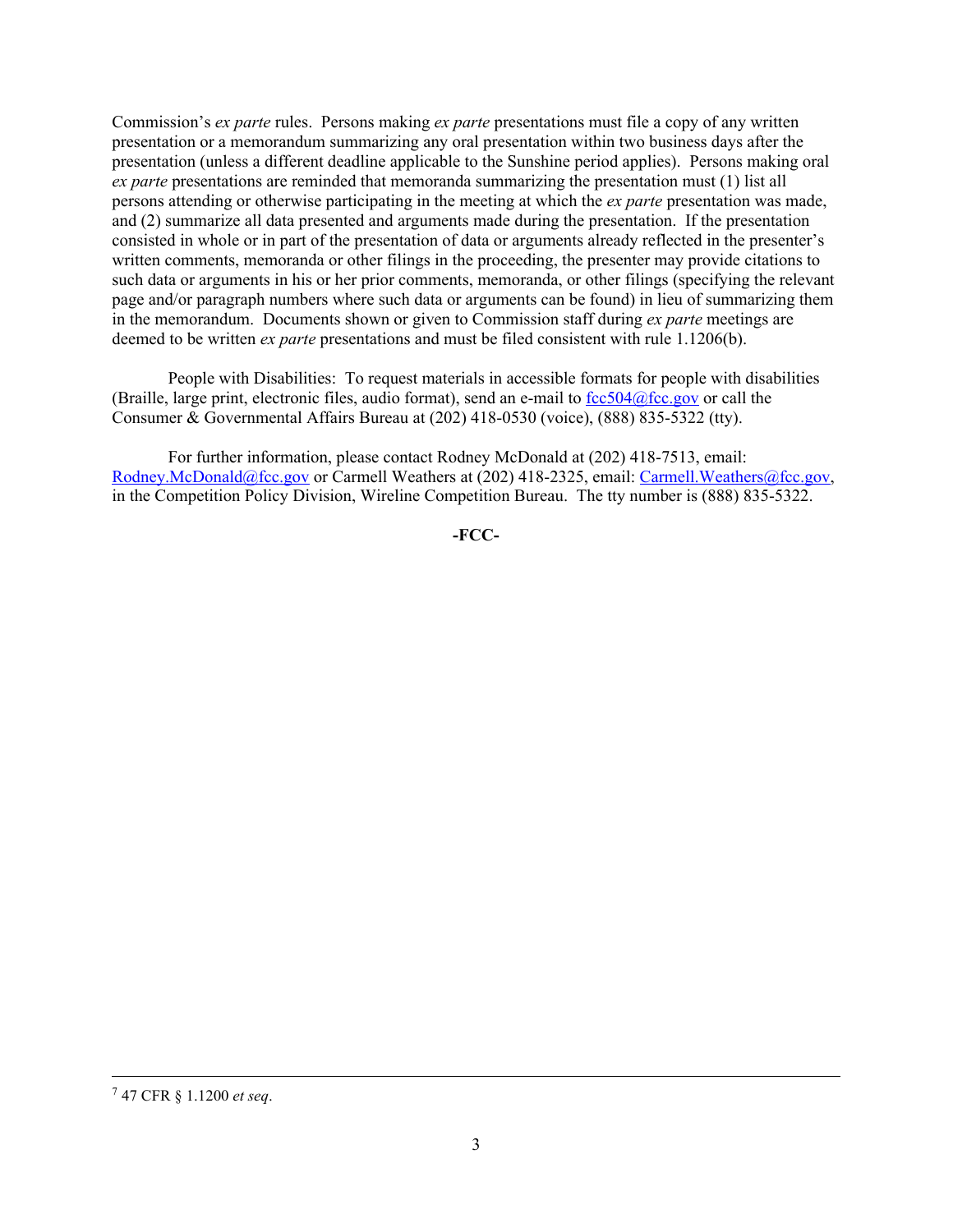Commission's *ex parte* rules. Persons making *ex parte* presentations must file a copy of any written presentation or a memorandum summarizing any oral presentation within two business days after the presentation (unless a different deadline applicable to the Sunshine period applies). Persons making oral *ex parte* presentations are reminded that memoranda summarizing the presentation must (1) list all persons attending or otherwise participating in the meeting at which the *ex parte* presentation was made, and (2) summarize all data presented and arguments made during the presentation. If the presentation consisted in whole or in part of the presentation of data or arguments already reflected in the presenter's written comments, memoranda or other filings in the proceeding, the presenter may provide citations to such data or arguments in his or her prior comments, memoranda, or other filings (specifying the relevant page and/or paragraph numbers where such data or arguments can be found) in lieu of summarizing them in the memorandum. Documents shown or given to Commission staff during *ex parte* meetings are deemed to be written *ex parte* presentations and must be filed consistent with rule 1.1206(b).

People with Disabilities: To request materials in accessible formats for people with disabilities (Braille, large print, electronic files, audio format), send an e-mail to fcc504@fcc.gov or call the Consumer & Governmental Affairs Bureau at (202) 418-0530 (voice), (888) 835-5322 (tty).

For further information, please contact Rodney McDonald at (202) 418-7513, email: Rodney.McDonald@fcc.gov or Carmell Weathers at (202) 418-2325, email: Carmell.Weathers@fcc.gov, in the Competition Policy Division, Wireline Competition Bureau. The tty number is (888) 835-5322.

**-FCC-**

[7] 47 CFR § 1.1200 *et seq*.